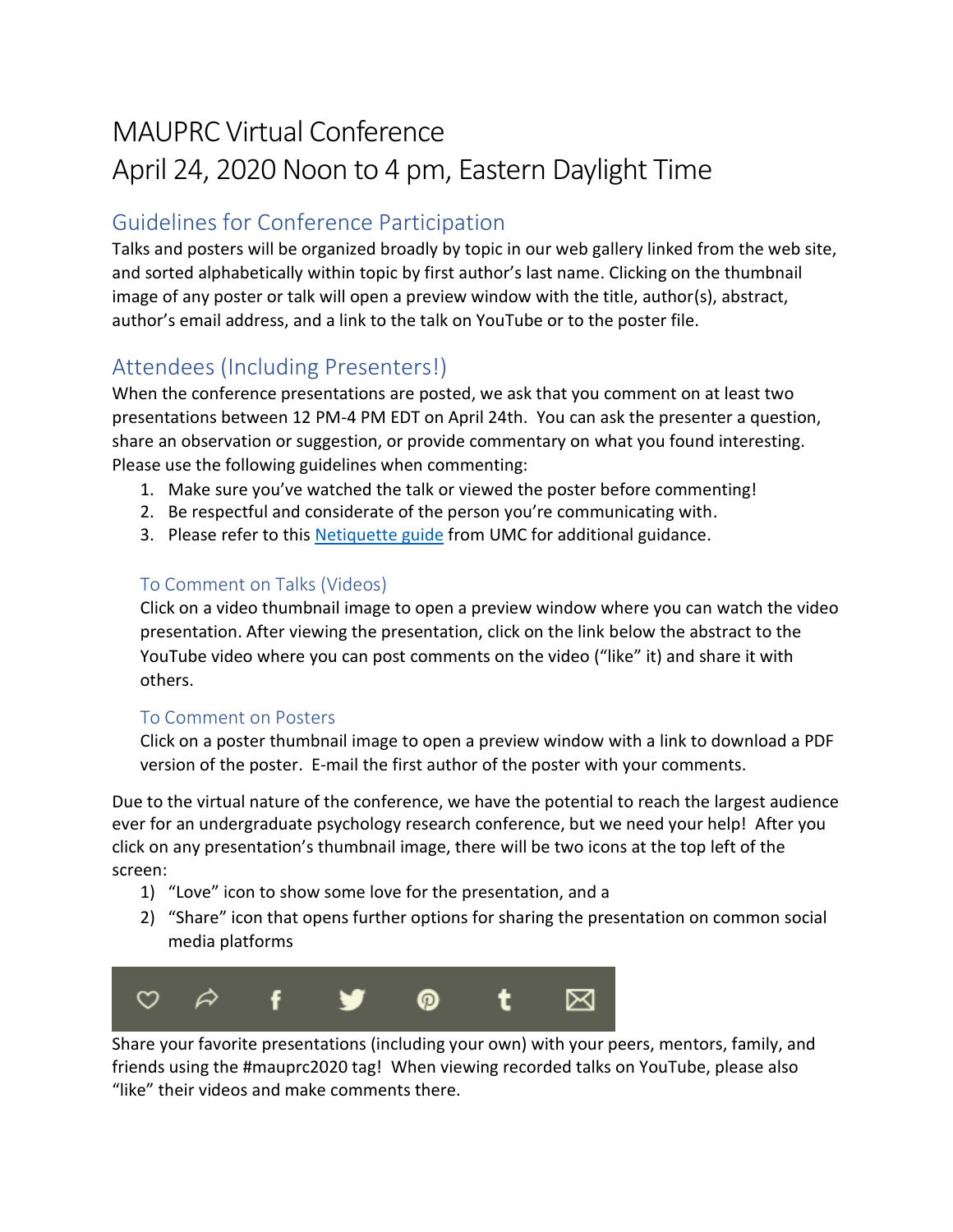# MAUPRC Virtual Conference
# April 24, 2020 Noon to 4 pm, Eastern Daylight Time

## Guidelines for Conference Participation

Talks and posters will be organized broadly by topic in our web gallery linked from the web site, and sorted alphabetically within topic by first author's last name. Clicking on the thumbnail image of any poster or talk will open a preview window with the title, author(s), abstract, author's email address, and a link to the talk on YouTube or to the poster file.

## Attendees (Including Presenters!)

When the conference presentations are posted, we ask that you comment on at least two presentations between 12 PM-4 PM EDT on April 24th. You can ask the presenter a question, share an observation or suggestion, or provide commentary on what you found interesting. Please use the following guidelines when commenting:

1. Make sure you've watched the talk or viewed the poster before commenting!
2. Be respectful and considerate of the person you're communicating with.
3. Please refer to this Netiquette guide from UMC for additional guidance.

### To Comment on Talks (Videos)

Click on a video thumbnail image to open a preview window where you can watch the video presentation. After viewing the presentation, click on the link below the abstract to the YouTube video where you can post comments on the video ("like" it) and share it with others.

### To Comment on Posters

Click on a poster thumbnail image to open a preview window with a link to download a PDF version of the poster. E-mail the first author of the poster with your comments.

Due to the virtual nature of the conference, we have the potential to reach the largest audience ever for an undergraduate psychology research conference, but we need your help! After you click on any presentation's thumbnail image, there will be two icons at the top left of the screen:

1) "Love" icon to show some love for the presentation, and a
2) "Share" icon that opens further options for sharing the presentation on common social media platforms

Share your favorite presentations (including your own) with your peers, mentors, family, and friends using the #mauprc2020 tag! When viewing recorded talks on YouTube, please also "like" their videos and make comments there.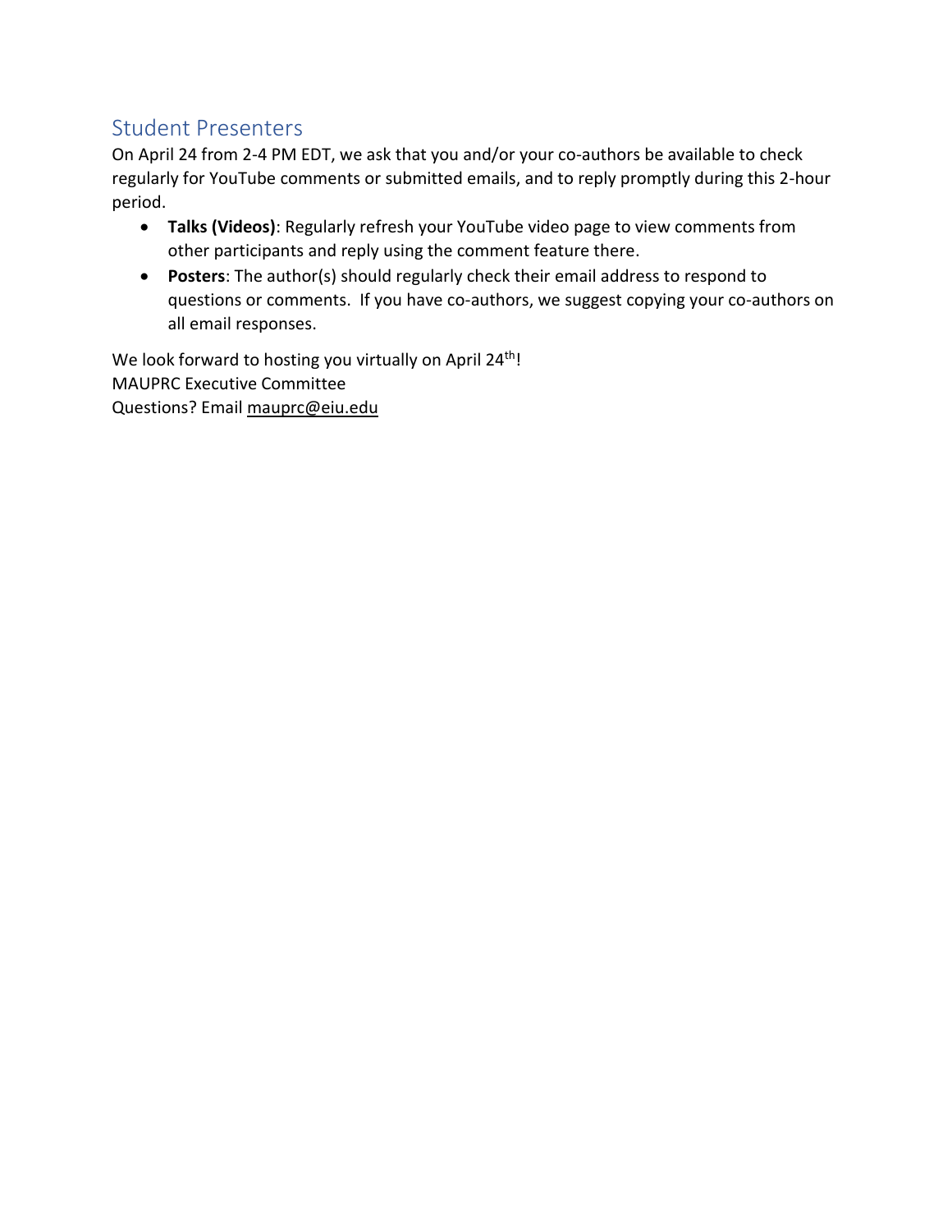## Student Presenters

On April 24 from 2-4 PM EDT, we ask that you and/or your co-authors be available to check regularly for YouTube comments or submitted emails, and to reply promptly during this 2-hour period.

- **Talks (Videos)**: Regularly refresh your YouTube video page to view comments from other participants and reply using the comment feature there.
- **Posters**: The author(s) should regularly check their email address to respond to questions or comments. If you have co-authors, we suggest copying your co-authors on all email responses.

We look forward to hosting you virtually on April 24th!
MAUPRC Executive Committee
Questions? Email mauprc@eiu.edu